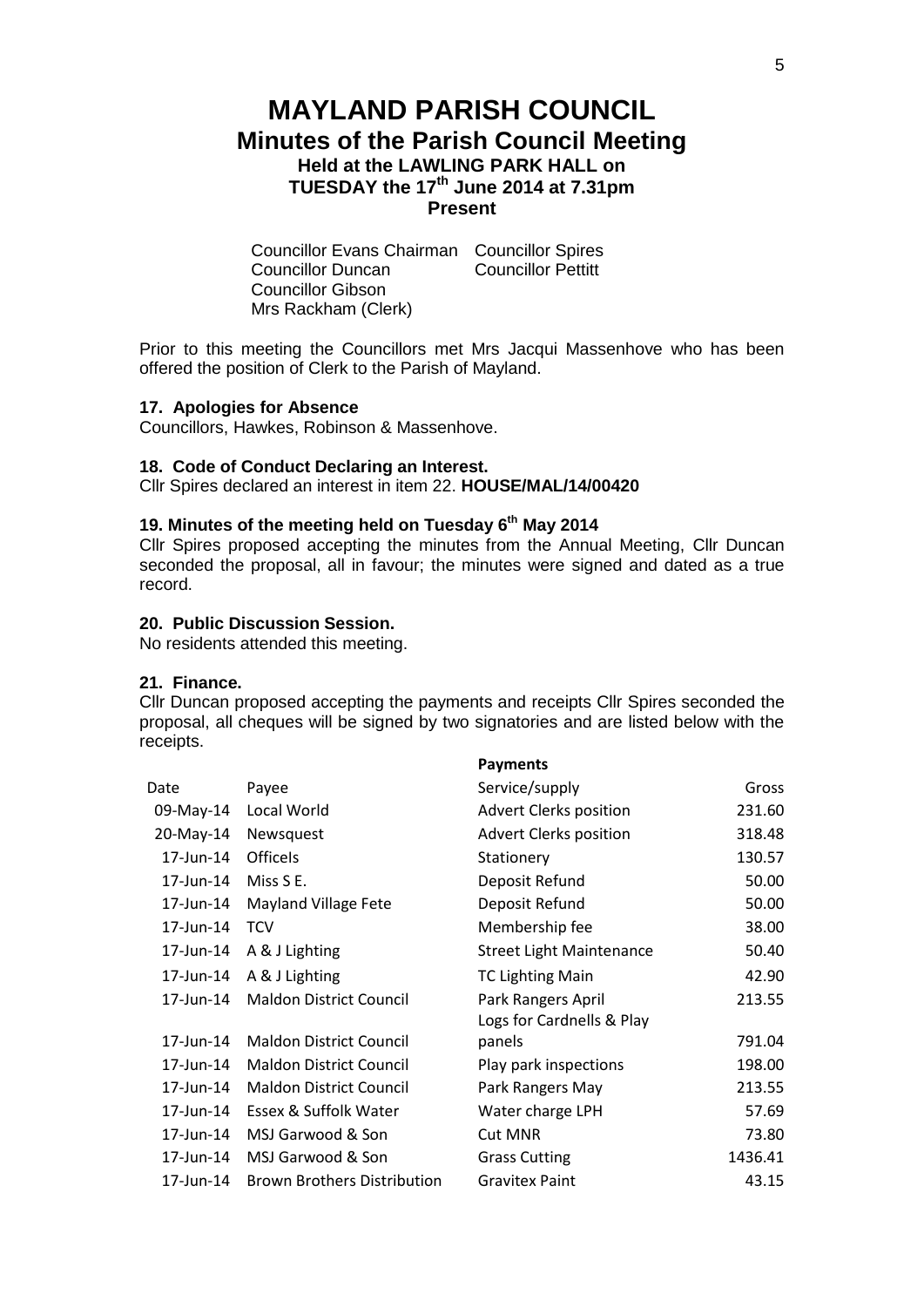# MAYLAND PARISH COUNCIL

## Minutes of the Parish Council Meeting

### Held at the LAWLING PARK HALL on TUESDAY the 17th June 2014 at 7.31pm

### Present

Councillor Evans Chairman
Councillor Spires
Councillor Duncan
Councillor Pettitt
Councillor Gibson
Mrs Rackham (Clerk)

Prior to this meeting the Councillors met Mrs Jacqui Massenhove who has been offered the position of Clerk to the Parish of Mayland.

**17. Apologies for Absence**

Councillors, Hawkes, Robinson & Massenhove.

**18. Code of Conduct Declaring an Interest.**

Cllr Spires declared an interest in item 22. **HOUSE/MAL/14/00420**

**19. Minutes of the meeting held on Tuesday 6th May 2014**

Cllr Spires proposed accepting the minutes from the Annual Meeting, Cllr Duncan seconded the proposal, all in favour; the minutes were signed and dated as a true record.

**20. Public Discussion Session.**

No residents attended this meeting.

**21. Finance.**

Cllr Duncan proposed accepting the payments and receipts Cllr Spires seconded the proposal, all cheques will be signed by two signatories and are listed below with the receipts.

**Payments**

| Date | Payee | Service/supply | Gross |
|---|---|---|---|
| 09-May-14 | Local World | Advert Clerks position | 231.60 |
| 20-May-14 | Newsquest | Advert Clerks position | 318.48 |
| 17-Jun-14 | Officels | Stationery | 130.57 |
| 17-Jun-14 | Miss S E. | Deposit Refund | 50.00 |
| 17-Jun-14 | Mayland Village Fete | Deposit Refund | 50.00 |
| 17-Jun-14 | TCV | Membership fee | 38.00 |
| 17-Jun-14 | A & J Lighting | Street Light Maintenance | 50.40 |
| 17-Jun-14 | A & J Lighting | TC Lighting Main | 42.90 |
| 17-Jun-14 | Maldon District Council | Park Rangers April | 213.55 |
| 17-Jun-14 | Maldon District Council | Logs for Cardnells & Play panels | 791.04 |
| 17-Jun-14 | Maldon District Council | Play park inspections | 198.00 |
| 17-Jun-14 | Maldon District Council | Park Rangers May | 213.55 |
| 17-Jun-14 | Essex & Suffolk Water | Water charge LPH | 57.69 |
| 17-Jun-14 | MSJ Garwood & Son | Cut MNR | 73.80 |
| 17-Jun-14 | MSJ Garwood & Son | Grass Cutting | 1436.41 |
| 17-Jun-14 | Brown Brothers Distribution | Gravitex Paint | 43.15 |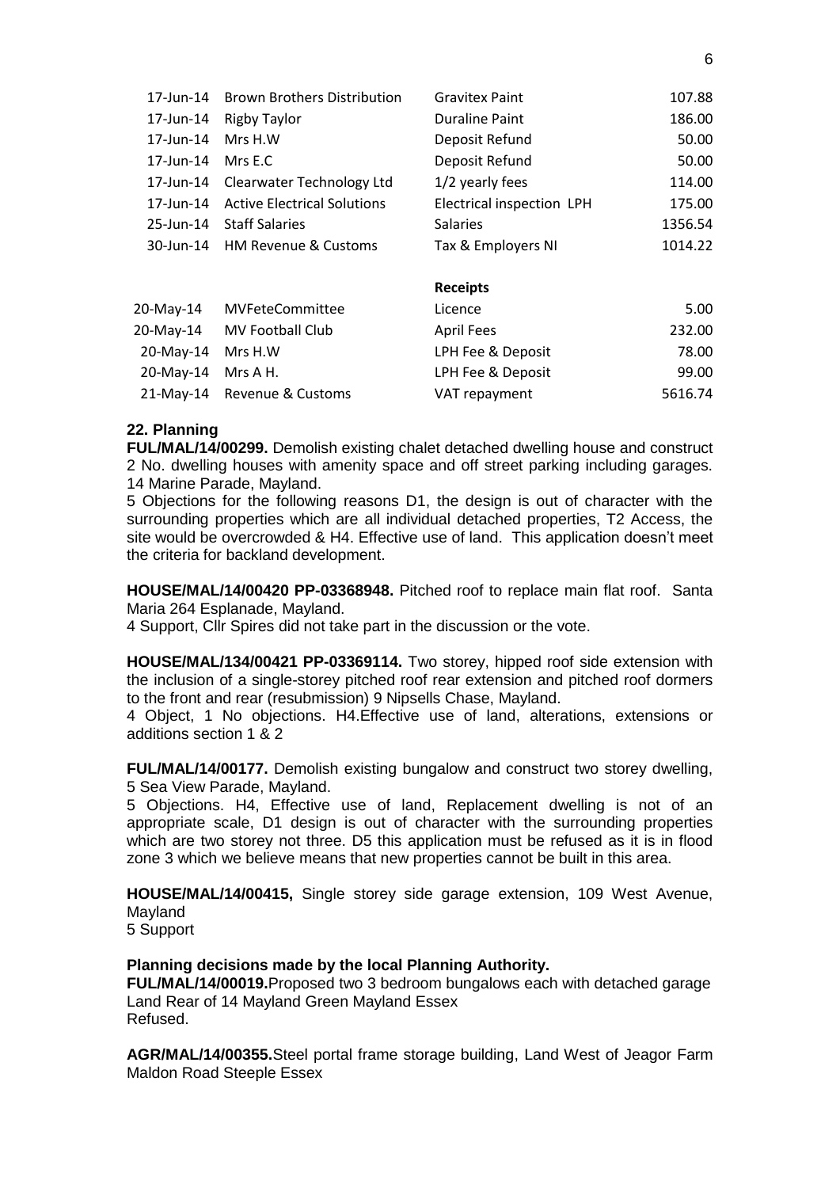| | | | |
|---|---|---|---|
| 17-Jun-14 | Brown Brothers Distribution | Gravitex Paint | 107.88 |
| 17-Jun-14 | Rigby Taylor | Duraline Paint | 186.00 |
| 17-Jun-14 | Mrs H.W | Deposit Refund | 50.00 |
| 17-Jun-14 | Mrs E.C | Deposit Refund | 50.00 |
| 17-Jun-14 | Clearwater Technology Ltd | 1/2 yearly fees | 114.00 |
| 17-Jun-14 | Active Electrical Solutions | Electrical inspection LPH | 175.00 |
| 25-Jun-14 | Staff Salaries | Salaries | 1356.54 |
| 30-Jun-14 | HM Revenue & Customs | Tax & Employers NI | 1014.22 |
| | | **Receipts** | |
| 20-May-14 | MVFeteCommittee | Licence | 5.00 |
| 20-May-14 | MV Football Club | April Fees | 232.00 |
| 20-May-14 | Mrs H.W | LPH Fee & Deposit | 78.00 |
| 20-May-14 | Mrs A H. | LPH Fee & Deposit | 99.00 |
| 21-May-14 | Revenue & Customs | VAT repayment | 5616.74 |

### 22. Planning

**FUL/MAL/14/00299.** Demolish existing chalet detached dwelling house and construct 2 No. dwelling houses with amenity space and off street parking including garages. 14 Marine Parade, Mayland.

5 Objections for the following reasons D1, the design is out of character with the surrounding properties which are all individual detached properties, T2 Access, the site would be overcrowded & H4. Effective use of land. This application doesn't meet the criteria for backland development.

**HOUSE/MAL/14/00420 PP-03368948.** Pitched roof to replace main flat roof. Santa Maria 264 Esplanade, Mayland.

4 Support, Cllr Spires did not take part in the discussion or the vote.

**HOUSE/MAL/134/00421 PP-03369114.** Two storey, hipped roof side extension with the inclusion of a single-storey pitched roof rear extension and pitched roof dormers to the front and rear (resubmission) 9 Nipsells Chase, Mayland.

4 Object, 1 No objections. H4.Effective use of land, alterations, extensions or additions section 1 & 2

**FUL/MAL/14/00177.** Demolish existing bungalow and construct two storey dwelling, 5 Sea View Parade, Mayland.

5 Objections. H4, Effective use of land, Replacement dwelling is not of an appropriate scale, D1 design is out of character with the surrounding properties which are two storey not three. D5 this application must be refused as it is in flood zone 3 which we believe means that new properties cannot be built in this area.

**HOUSE/MAL/14/00415,** Single storey side garage extension, 109 West Avenue, Mayland

5 Support

**Planning decisions made by the local Planning Authority.**

**FUL/MAL/14/00019.**Proposed two 3 bedroom bungalows each with detached garage Land Rear of 14 Mayland Green Mayland Essex

Refused.

**AGR/MAL/14/00355.**Steel portal frame storage building, Land West of Jeagor Farm Maldon Road Steeple Essex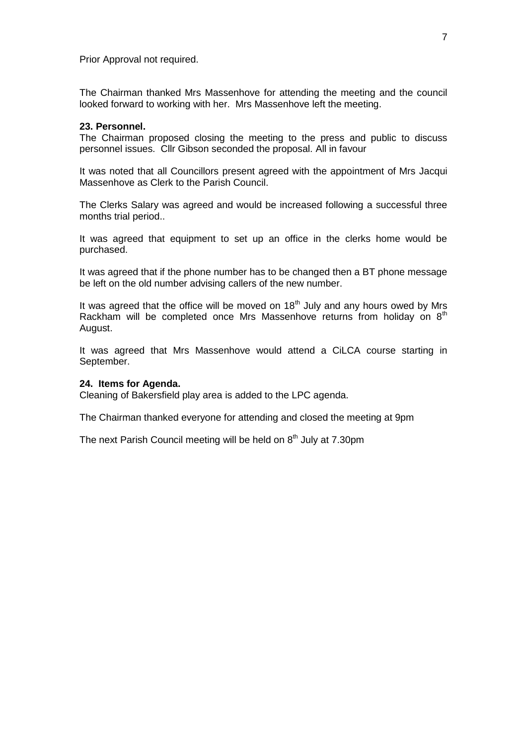Prior Approval not required.

The Chairman thanked Mrs Massenhove for attending the meeting and the council looked forward to working with her. Mrs Massenhove left the meeting.

**23. Personnel.**

The Chairman proposed closing the meeting to the press and public to discuss personnel issues. Cllr Gibson seconded the proposal. All in favour

It was noted that all Councillors present agreed with the appointment of Mrs Jacqui Massenhove as Clerk to the Parish Council.

The Clerks Salary was agreed and would be increased following a successful three months trial period..

It was agreed that equipment to set up an office in the clerks home would be purchased.

It was agreed that if the phone number has to be changed then a BT phone message be left on the old number advising callers of the new number.

It was agreed that the office will be moved on 18th July and any hours owed by Mrs Rackham will be completed once Mrs Massenhove returns from holiday on 8th August.

It was agreed that Mrs Massenhove would attend a CiLCA course starting in September.

**24. Items for Agenda.**

Cleaning of Bakersfield play area is added to the LPC agenda.

The Chairman thanked everyone for attending and closed the meeting at 9pm

The next Parish Council meeting will be held on 8th July at 7.30pm